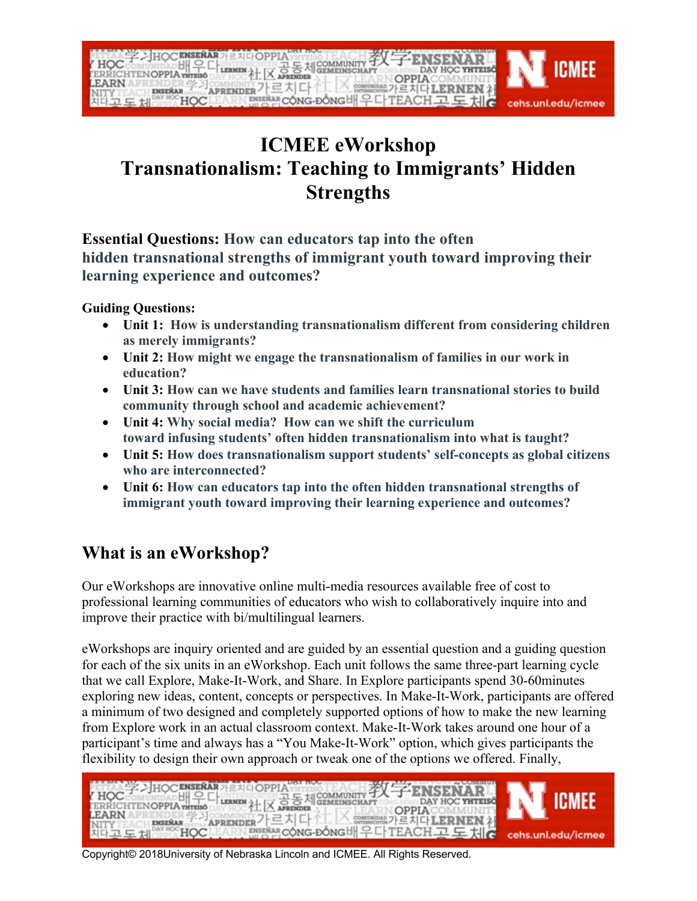# ICMEE eWorkshop
# Transnationalism: Teaching to Immigrants' Hidden Strengths

**Essential Questions: How can educators tap into the often hidden transnational strengths of immigrant youth toward improving their learning experience and outcomes?**

**Guiding Questions:**

- **Unit 1: How is understanding transnationalism different from considering children as merely immigrants?**
- **Unit 2: How might we engage the transnationalism of families in our work in education?**
- **Unit 3: How can we have students and families learn transnational stories to build community through school and academic achievement?**
- **Unit 4: Why social media? How can we shift the curriculum toward infusing students' often hidden transnationalism into what is taught?**
- **Unit 5: How does transnationalism support students' self-concepts as global citizens who are interconnected?**
- **Unit 6: How can educators tap into the often hidden transnational strengths of immigrant youth toward improving their learning experience and outcomes?**

## What is an eWorkshop?

Our eWorkshops are innovative online multi-media resources available free of cost to professional learning communities of educators who wish to collaboratively inquire into and improve their practice with bi/multilingual learners.

eWorkshops are inquiry oriented and are guided by an essential question and a guiding question for each of the six units in an eWorkshop. Each unit follows the same three-part learning cycle that we call Explore, Make-It-Work, and Share. In Explore participants spend 30-60minutes exploring new ideas, content, concepts or perspectives. In Make-It-Work, participants are offered a minimum of two designed and completely supported options of how to make the new learning from Explore work in an actual classroom context. Make-It-Work takes around one hour of a participant's time and always has a "You Make-It-Work" option, which gives participants the flexibility to design their own approach or tweak one of the options we offered. Finally,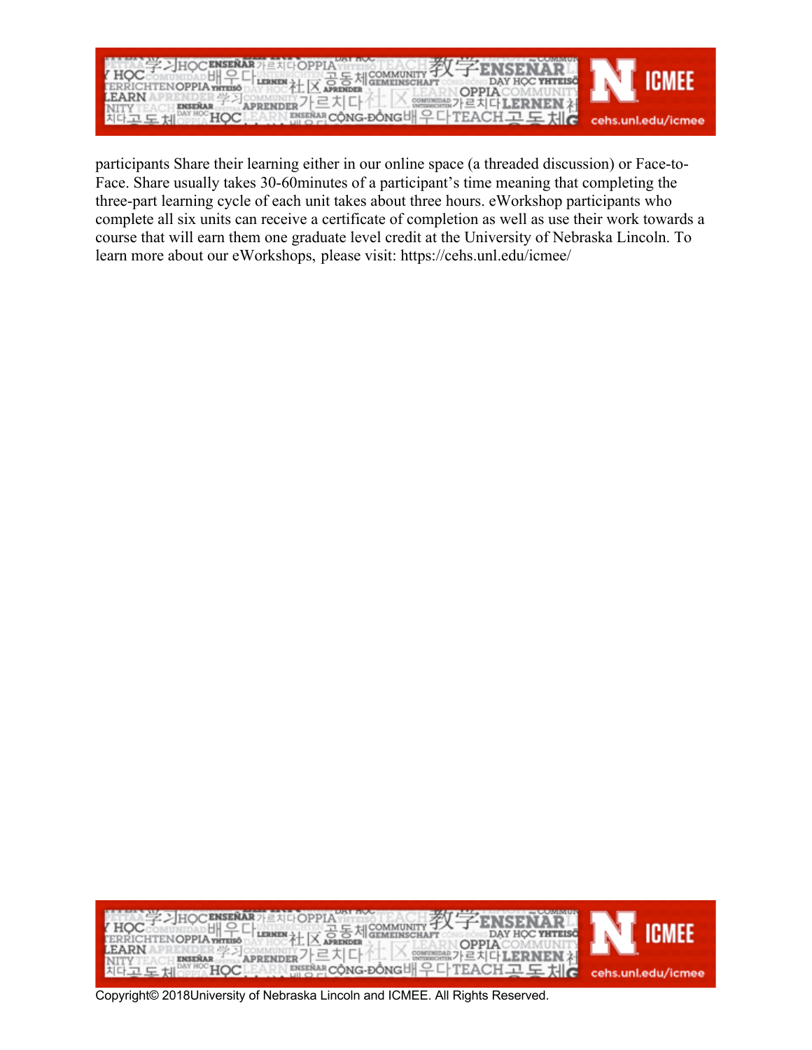participants Share their learning either in our online space (a threaded discussion) or Face-to-Face. Share usually takes 30-60minutes of a participant's time meaning that completing the three-part learning cycle of each unit takes about three hours. eWorkshop participants who complete all six units can receive a certificate of completion as well as use their work towards a course that will earn them one graduate level credit at the University of Nebraska Lincoln. To learn more about our eWorkshops, please visit: https://cehs.unl.edu/icmee/